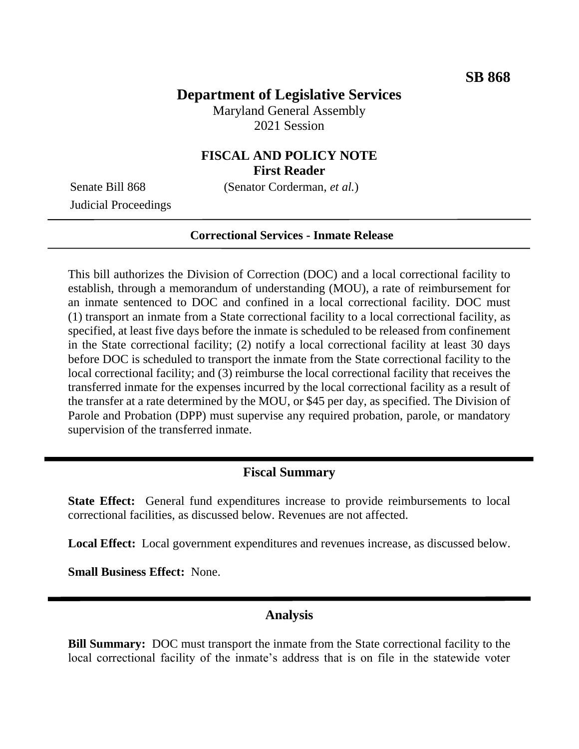**SB 868**

# Department of Legislative Services

Maryland General Assembly
2021 Session

## FISCAL AND POLICY NOTE
**First Reader**

Senate Bill 868 (Senator Corderman, *et al.*)
Judicial Proceedings

---

**Correctional Services - Inmate Release**

---

This bill authorizes the Division of Correction (DOC) and a local correctional facility to establish, through a memorandum of understanding (MOU), a rate of reimbursement for an inmate sentenced to DOC and confined in a local correctional facility. DOC must (1) transport an inmate from a State correctional facility to a local correctional facility, as specified, at least five days before the inmate is scheduled to be released from confinement in the State correctional facility; (2) notify a local correctional facility at least 30 days before DOC is scheduled to transport the inmate from the State correctional facility to the local correctional facility; and (3) reimburse the local correctional facility that receives the transferred inmate for the expenses incurred by the local correctional facility as a result of the transfer at a rate determined by the MOU, or $45 per day, as specified. The Division of Parole and Probation (DPP) must supervise any required probation, parole, or mandatory supervision of the transferred inmate.

---

## Fiscal Summary

**State Effect:** General fund expenditures increase to provide reimbursements to local correctional facilities, as discussed below. Revenues are not affected.

**Local Effect:** Local government expenditures and revenues increase, as discussed below.

**Small Business Effect:** None.

---

## Analysis

**Bill Summary:** DOC must transport the inmate from the State correctional facility to the local correctional facility of the inmate's address that is on file in the statewide voter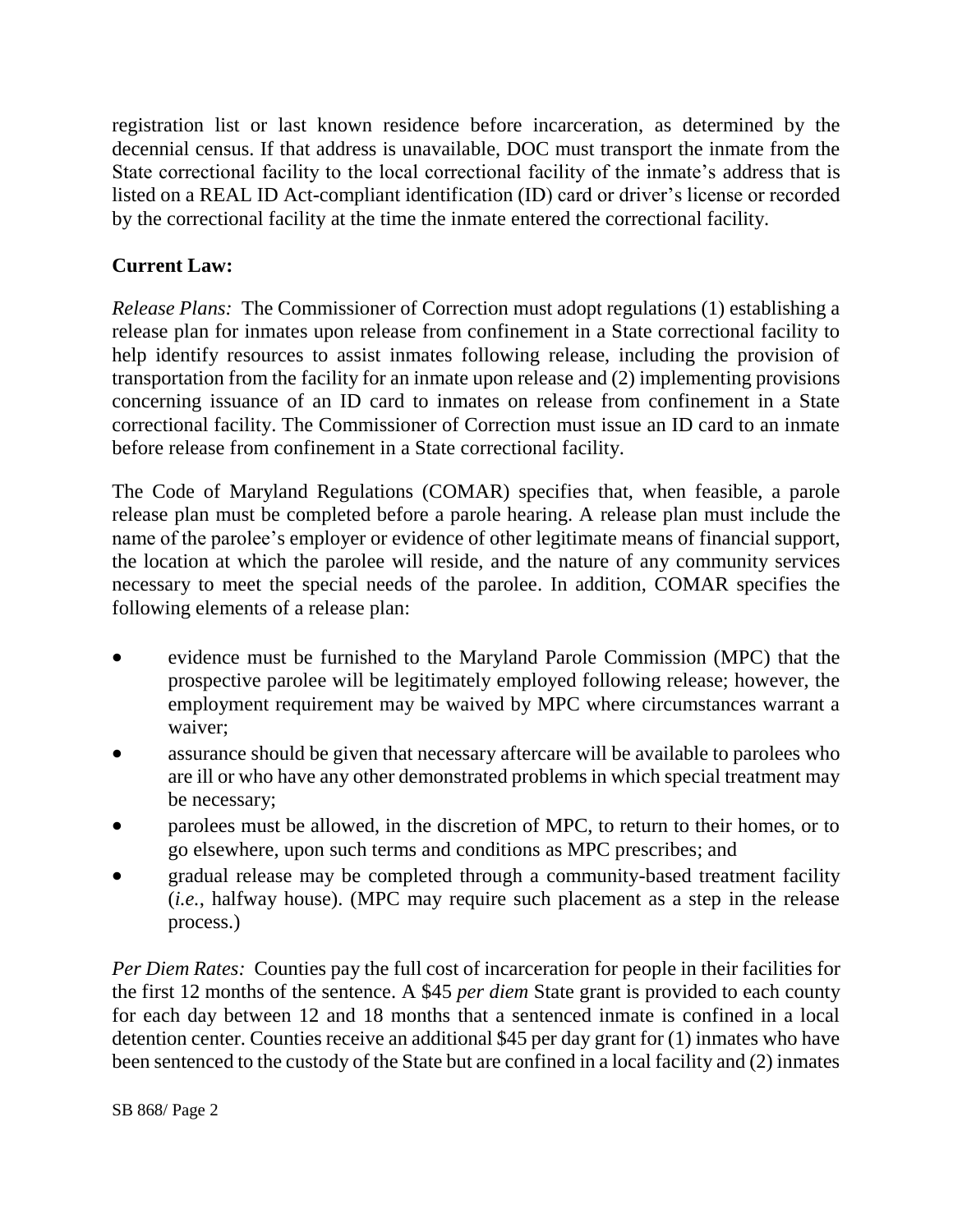registration list or last known residence before incarceration, as determined by the decennial census. If that address is unavailable, DOC must transport the inmate from the State correctional facility to the local correctional facility of the inmate's address that is listed on a REAL ID Act-compliant identification (ID) card or driver's license or recorded by the correctional facility at the time the inmate entered the correctional facility.

**Current Law:**

*Release Plans:* The Commissioner of Correction must adopt regulations (1) establishing a release plan for inmates upon release from confinement in a State correctional facility to help identify resources to assist inmates following release, including the provision of transportation from the facility for an inmate upon release and (2) implementing provisions concerning issuance of an ID card to inmates on release from confinement in a State correctional facility. The Commissioner of Correction must issue an ID card to an inmate before release from confinement in a State correctional facility.

The Code of Maryland Regulations (COMAR) specifies that, when feasible, a parole release plan must be completed before a parole hearing. A release plan must include the name of the parolee's employer or evidence of other legitimate means of financial support, the location at which the parolee will reside, and the nature of any community services necessary to meet the special needs of the parolee. In addition, COMAR specifies the following elements of a release plan:

- evidence must be furnished to the Maryland Parole Commission (MPC) that the prospective parolee will be legitimately employed following release; however, the employment requirement may be waived by MPC where circumstances warrant a waiver;
- assurance should be given that necessary aftercare will be available to parolees who are ill or who have any other demonstrated problems in which special treatment may be necessary;
- parolees must be allowed, in the discretion of MPC, to return to their homes, or to go elsewhere, upon such terms and conditions as MPC prescribes; and
- gradual release may be completed through a community-based treatment facility (*i.e.*, halfway house). (MPC may require such placement as a step in the release process.)

*Per Diem Rates:* Counties pay the full cost of incarceration for people in their facilities for the first 12 months of the sentence. A $45 *per diem* State grant is provided to each county for each day between 12 and 18 months that a sentenced inmate is confined in a local detention center. Counties receive an additional $45 per day grant for (1) inmates who have been sentenced to the custody of the State but are confined in a local facility and (2) inmates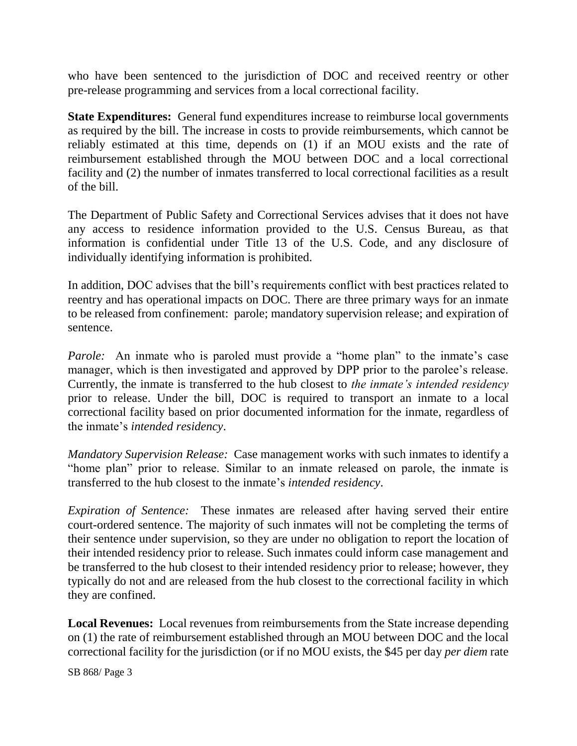who have been sentenced to the jurisdiction of DOC and received reentry or other pre-release programming and services from a local correctional facility.

**State Expenditures:** General fund expenditures increase to reimburse local governments as required by the bill. The increase in costs to provide reimbursements, which cannot be reliably estimated at this time, depends on (1) if an MOU exists and the rate of reimbursement established through the MOU between DOC and a local correctional facility and (2) the number of inmates transferred to local correctional facilities as a result of the bill.

The Department of Public Safety and Correctional Services advises that it does not have any access to residence information provided to the U.S. Census Bureau, as that information is confidential under Title 13 of the U.S. Code, and any disclosure of individually identifying information is prohibited.

In addition, DOC advises that the bill's requirements conflict with best practices related to reentry and has operational impacts on DOC. There are three primary ways for an inmate to be released from confinement: parole; mandatory supervision release; and expiration of sentence.

*Parole:* An inmate who is paroled must provide a "home plan" to the inmate's case manager, which is then investigated and approved by DPP prior to the parolee's release. Currently, the inmate is transferred to the hub closest to *the inmate's intended residency* prior to release. Under the bill, DOC is required to transport an inmate to a local correctional facility based on prior documented information for the inmate, regardless of the inmate's *intended residency*.

*Mandatory Supervision Release:* Case management works with such inmates to identify a "home plan" prior to release. Similar to an inmate released on parole, the inmate is transferred to the hub closest to the inmate's *intended residency*.

*Expiration of Sentence:* These inmates are released after having served their entire court-ordered sentence. The majority of such inmates will not be completing the terms of their sentence under supervision, so they are under no obligation to report the location of their intended residency prior to release. Such inmates could inform case management and be transferred to the hub closest to their intended residency prior to release; however, they typically do not and are released from the hub closest to the correctional facility in which they are confined.

**Local Revenues:** Local revenues from reimbursements from the State increase depending on (1) the rate of reimbursement established through an MOU between DOC and the local correctional facility for the jurisdiction (or if no MOU exists, the $45 per day *per diem* rate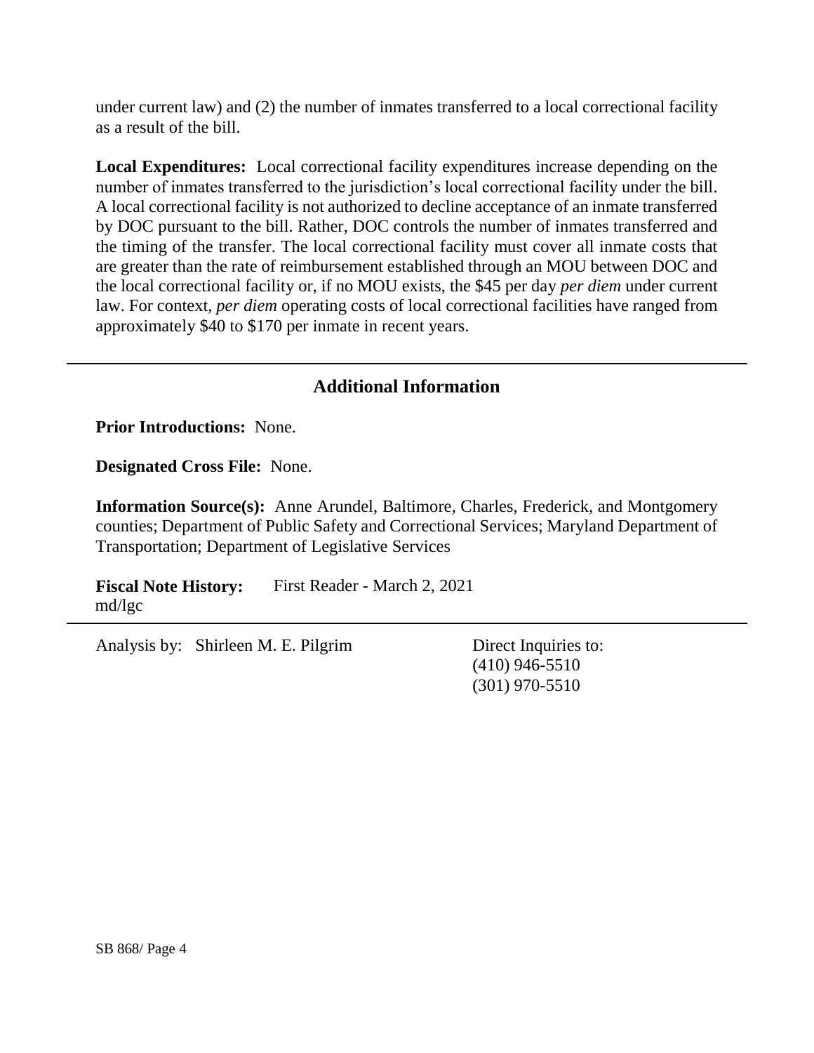under current law) and (2) the number of inmates transferred to a local correctional facility as a result of the bill.

**Local Expenditures:** Local correctional facility expenditures increase depending on the number of inmates transferred to the jurisdiction's local correctional facility under the bill. A local correctional facility is not authorized to decline acceptance of an inmate transferred by DOC pursuant to the bill. Rather, DOC controls the number of inmates transferred and the timing of the transfer. The local correctional facility must cover all inmate costs that are greater than the rate of reimbursement established through an MOU between DOC and the local correctional facility or, if no MOU exists, the $45 per day *per diem* under current law. For context, *per diem* operating costs of local correctional facilities have ranged from approximately $40 to $170 per inmate in recent years.

## Additional Information

**Prior Introductions:** None.

**Designated Cross File:** None.

**Information Source(s):** Anne Arundel, Baltimore, Charles, Frederick, and Montgomery counties; Department of Public Safety and Correctional Services; Maryland Department of Transportation; Department of Legislative Services

**Fiscal Note History:** First Reader - March 2, 2021
md/lgc

Analysis by: Shirleen M. E. Pilgrim

Direct Inquiries to:
(410) 946-5510
(301) 970-5510